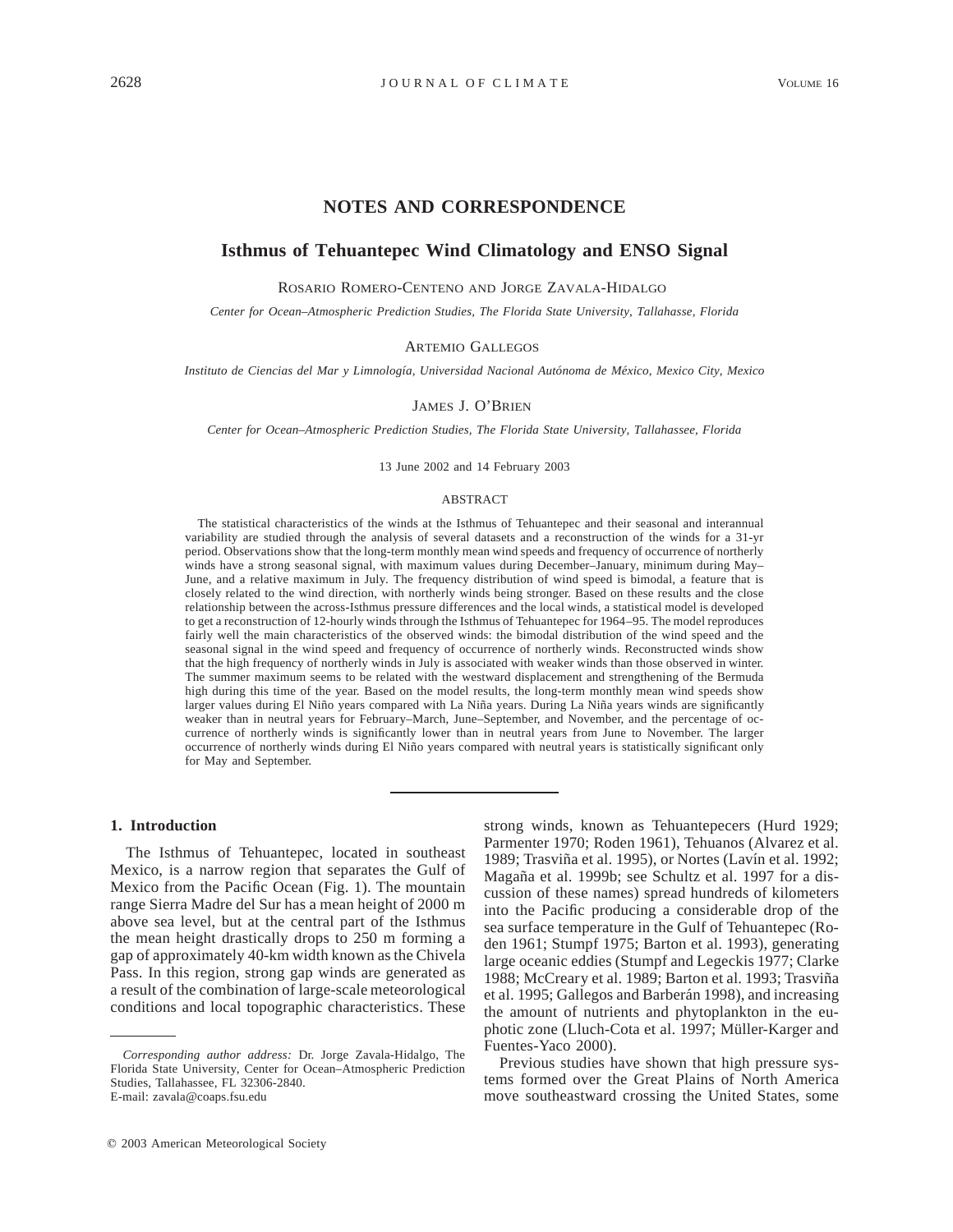## NOTES AND CORRESPONDENCE

# Isthmus of Tehuantepec Wind Climatology and ENSO Signal

ROSARIO ROMERO-CENTENO AND JORGE ZAVALA-HIDALGO

*Center for Ocean–Atmospheric Prediction Studies, The Florida State University, Tallahasse, Florida*

ARTEMIO GALLEGOS

*Instituto de Ciencias del Mar y Limnología, Universidad Nacional Autónoma de México, Mexico City, Mexico*

JAMES J. O'BRIEN

*Center for Ocean–Atmospheric Prediction Studies, The Florida State University, Tallahassee, Florida*

13 June 2002 and 14 February 2003

### ABSTRACT

The statistical characteristics of the winds at the Isthmus of Tehuantepec and their seasonal and interannual variability are studied through the analysis of several datasets and a reconstruction of the winds for a 31-yr period. Observations show that the long-term monthly mean wind speeds and frequency of occurrence of northerly winds have a strong seasonal signal, with maximum values during December–January, minimum during May–June, and a relative maximum in July. The frequency distribution of wind speed is bimodal, a feature that is closely related to the wind direction, with northerly winds being stronger. Based on these results and the close relationship between the across-Isthmus pressure differences and the local winds, a statistical model is developed to get a reconstruction of 12-hourly winds through the Isthmus of Tehuantepec for 1964–95. The model reproduces fairly well the main characteristics of the observed winds: the bimodal distribution of the wind speed and the seasonal signal in the wind speed and frequency of occurrence of northerly winds. Reconstructed winds show that the high frequency of northerly winds in July is associated with weaker winds than those observed in winter. The summer maximum seems to be related with the westward displacement and strengthening of the Bermuda high during this time of the year. Based on the model results, the long-term monthly mean wind speeds show larger values during El Niño years compared with La Niña years. During La Niña years winds are significantly weaker than in neutral years for February–March, June–September, and November, and the percentage of occurrence of northerly winds is significantly lower than in neutral years from June to November. The larger occurrence of northerly winds during El Niño years compared with neutral years is statistically significant only for May and September.

## 1. Introduction

The Isthmus of Tehuantepec, located in southeast Mexico, is a narrow region that separates the Gulf of Mexico from the Pacific Ocean (Fig. 1). The mountain range Sierra Madre del Sur has a mean height of 2000 m above sea level, but at the central part of the Isthmus the mean height drastically drops to 250 m forming a gap of approximately 40-km width known as the Chivela Pass. In this region, strong gap winds are generated as a result of the combination of large-scale meteorological conditions and local topographic characteristics. These strong winds, known as Tehuantepecers (Hurd 1929; Parmenter 1970; Roden 1961), Tehuanos (Alvarez et al. 1989; Trasviña et al. 1995), or Nortes (Lavín et al. 1992; Magaña et al. 1999b; see Schultz et al. 1997 for a discussion of these names) spread hundreds of kilometers into the Pacific producing a considerable drop of the sea surface temperature in the Gulf of Tehuantepec (Roden 1961; Stumpf 1975; Barton et al. 1993), generating large oceanic eddies (Stumpf and Legeckis 1977; Clarke 1988; McCreary et al. 1989; Barton et al. 1993; Trasviña et al. 1995; Gallegos and Barberán 1998), and increasing the amount of nutrients and phytoplankton in the euphotic zone (Lluch-Cota et al. 1997; Müller-Karger and Fuentes-Yaco 2000).

Previous studies have shown that high pressure systems formed over the Great Plains of North America move southeastward crossing the United States, some

*Corresponding author address:* Dr. Jorge Zavala-Hidalgo, The Florida State University, Center for Ocean–Atmospheric Prediction Studies, Tallahassee, FL 32306-2840.
E-mail: zavala@coaps.fsu.edu

© 2003 American Meteorological Society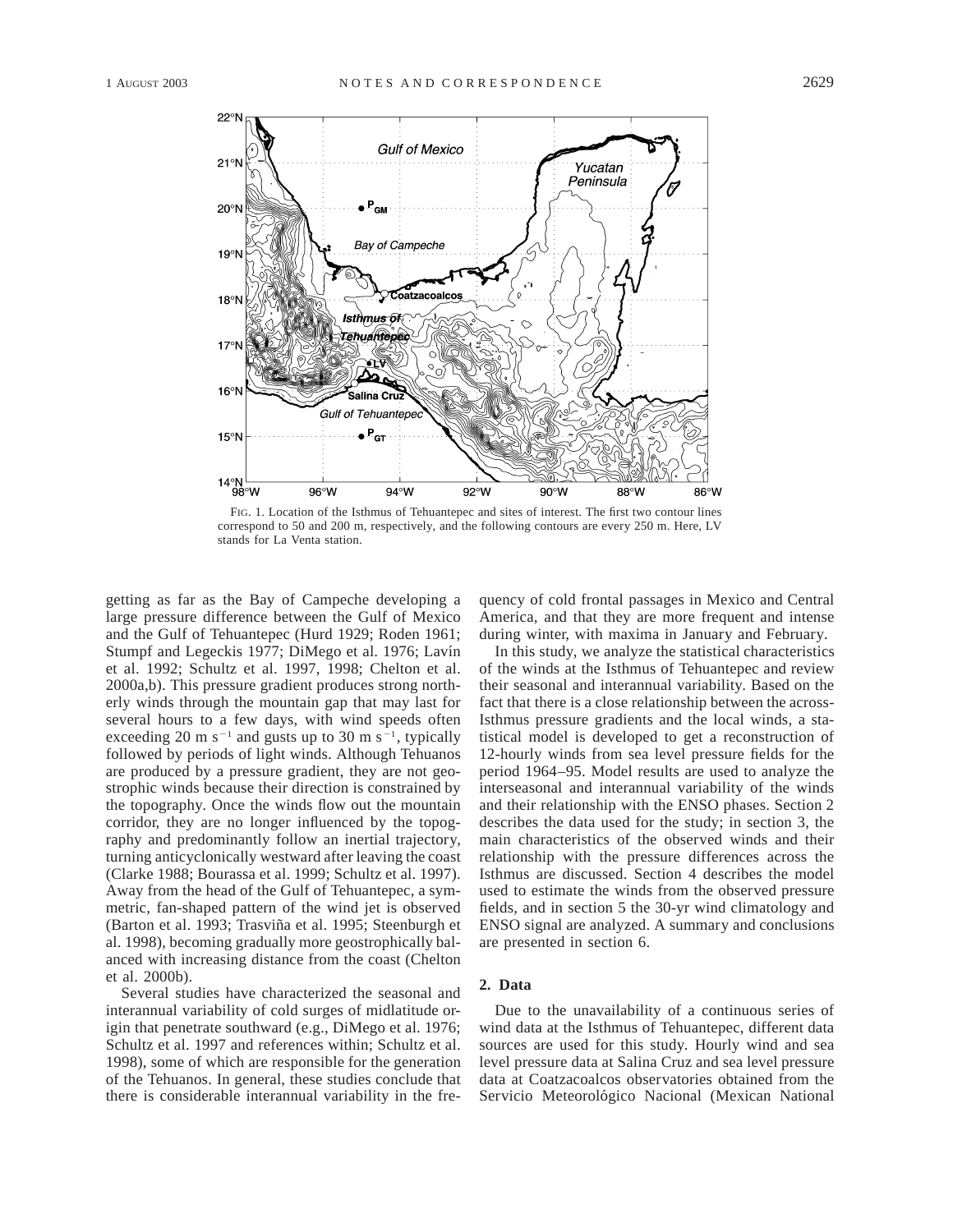FIG. 1. Location of the Isthmus of Tehuantepec and sites of interest. The first two contour lines correspond to 50 and 200 m, respectively, and the following contours are every 250 m. Here, LV stands for La Venta station.

getting as far as the Bay of Campeche developing a large pressure difference between the Gulf of Mexico and the Gulf of Tehuantepec (Hurd 1929; Roden 1961; Stumpf and Legeckis 1977; DiMego et al. 1976; Lavín et al. 1992; Schultz et al. 1997, 1998; Chelton et al. 2000a,b). This pressure gradient produces strong northerly winds through the mountain gap that may last for several hours to a few days, with wind speeds often exceeding 20 m s$^{-1}$ and gusts up to 30 m s$^{-1}$, typically followed by periods of light winds. Although Tehuanos are produced by a pressure gradient, they are not geostrophic winds because their direction is constrained by the topography. Once the winds flow out the mountain corridor, they are no longer influenced by the topography and predominantly follow an inertial trajectory, turning anticyclonically westward after leaving the coast (Clarke 1988; Bourassa et al. 1999; Schultz et al. 1997). Away from the head of the Gulf of Tehuantepec, a symmetric, fan-shaped pattern of the wind jet is observed (Barton et al. 1993; Trasviña et al. 1995; Steenburgh et al. 1998), becoming gradually more geostrophically balanced with increasing distance from the coast (Chelton et al. 2000b).

Several studies have characterized the seasonal and interannual variability of cold surges of midlatitude origin that penetrate southward (e.g., DiMego et al. 1976; Schultz et al. 1997 and references within; Schultz et al. 1998), some of which are responsible for the generation of the Tehuanos. In general, these studies conclude that there is considerable interannual variability in the frequency of cold frontal passages in Mexico and Central America, and that they are more frequent and intense during winter, with maxima in January and February.

In this study, we analyze the statistical characteristics of the winds at the Isthmus of Tehuantepec and review their seasonal and interannual variability. Based on the fact that there is a close relationship between the across-Isthmus pressure gradients and the local winds, a statistical model is developed to get a reconstruction of 12-hourly winds from sea level pressure fields for the period 1964–95. Model results are used to analyze the interseasonal and interannual variability of the winds and their relationship with the ENSO phases. Section 2 describes the data used for the study; in section 3, the main characteristics of the observed winds and their relationship with the pressure differences across the Isthmus are discussed. Section 4 describes the model used to estimate the winds from the observed pressure fields, and in section 5 the 30-yr wind climatology and ENSO signal are analyzed. A summary and conclusions are presented in section 6.

## 2. Data

Due to the unavailability of a continuous series of wind data at the Isthmus of Tehuantepec, different data sources are used for this study. Hourly wind and sea level pressure data at Salina Cruz and sea level pressure data at Coatzacoalcos observatories obtained from the Servicio Meteorológico Nacional (Mexican National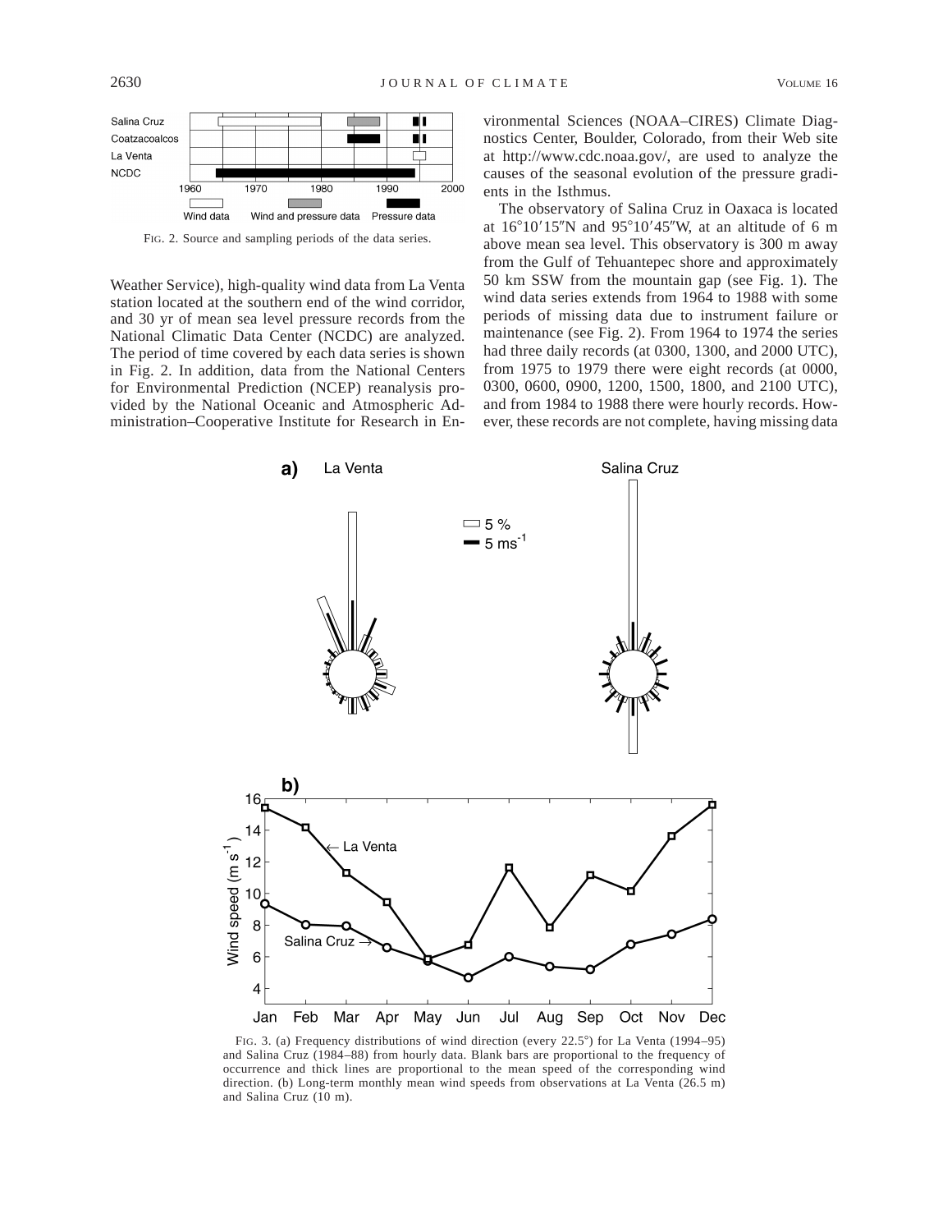FIG. 2. Source and sampling periods of the data series.

Weather Service), high-quality wind data from La Venta station located at the southern end of the wind corridor, and 30 yr of mean sea level pressure records from the National Climatic Data Center (NCDC) are analyzed. The period of time covered by each data series is shown in Fig. 2. In addition, data from the National Centers for Environmental Prediction (NCEP) reanalysis provided by the National Oceanic and Atmospheric Administration–Cooperative Institute for Research in Environmental Sciences (NOAA–CIRES) Climate Diagnostics Center, Boulder, Colorado, from their Web site at http://www.cdc.noaa.gov/, are used to analyze the causes of the seasonal evolution of the pressure gradients in the Isthmus.

The observatory of Salina Cruz in Oaxaca is located at 16°10′15″N and 95°10′45″W, at an altitude of 6 m above mean sea level. This observatory is 300 m away from the Gulf of Tehuantepec shore and approximately 50 km SSW from the mountain gap (see Fig. 1). The wind data series extends from 1964 to 1988 with some periods of missing data due to instrument failure or maintenance (see Fig. 2). From 1964 to 1974 the series had three daily records (at 0300, 1300, and 2000 UTC), from 1975 to 1979 there were eight records (at 0000, 0300, 0600, 0900, 1200, 1500, 1800, and 2100 UTC), and from 1984 to 1988 there were hourly records. However, these records are not complete, having missing data

FIG. 3. (a) Frequency distributions of wind direction (every 22.5°) for La Venta (1994–95) and Salina Cruz (1984–88) from hourly data. Blank bars are proportional to the frequency of occurrence and thick lines are proportional to the mean speed of the corresponding wind direction. (b) Long-term monthly mean wind speeds from observations at La Venta (26.5 m) and Salina Cruz (10 m).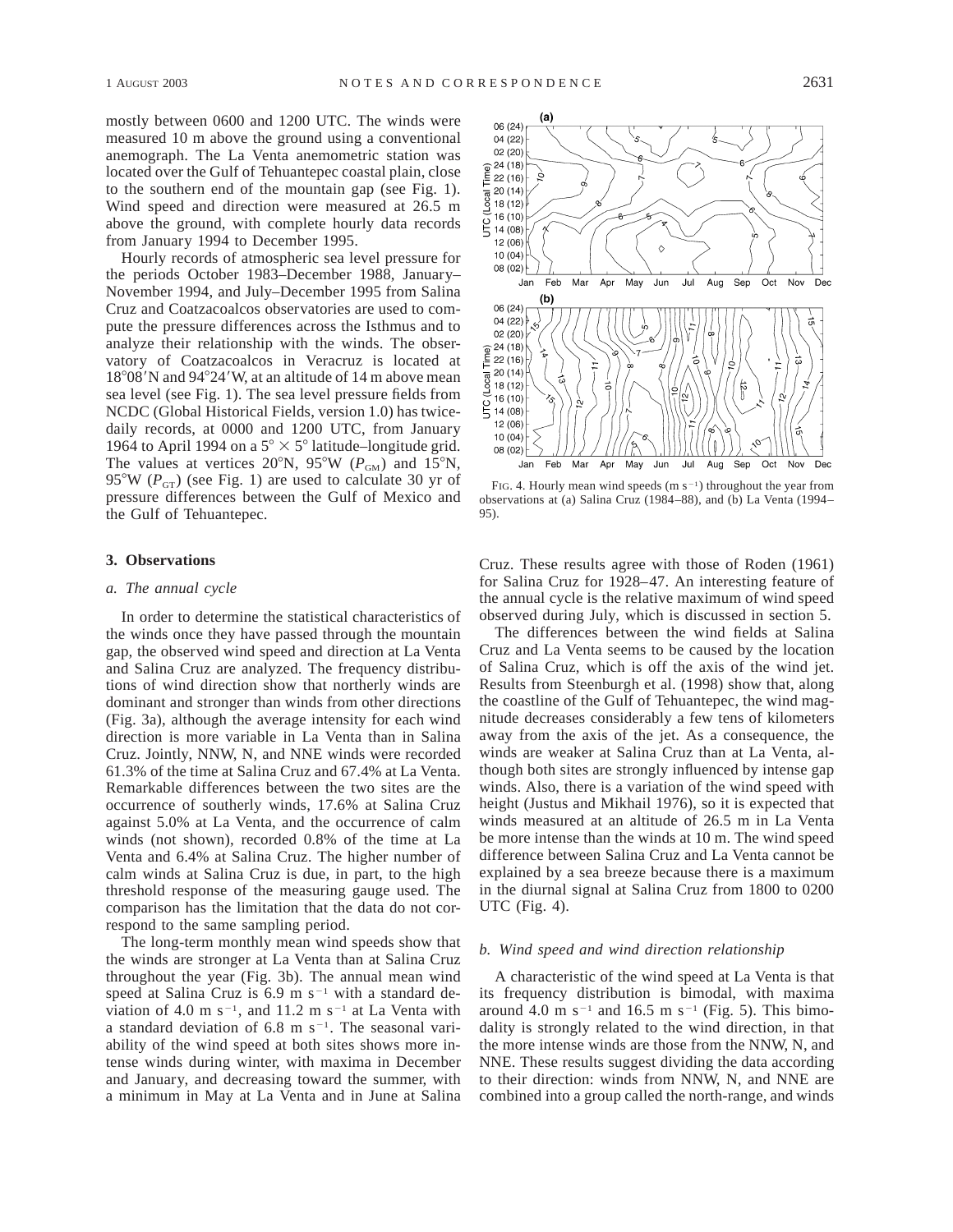mostly between 0600 and 1200 UTC. The winds were measured 10 m above the ground using a conventional anemograph. The La Venta anemometric station was located over the Gulf of Tehuantepec coastal plain, close to the southern end of the mountain gap (see Fig. 1). Wind speed and direction were measured at 26.5 m above the ground, with complete hourly data records from January 1994 to December 1995.

Hourly records of atmospheric sea level pressure for the periods October 1983–December 1988, January–November 1994, and July–December 1995 from Salina Cruz and Coatzacoalcos observatories are used to compute the pressure differences across the Isthmus and to analyze their relationship with the winds. The observatory of Coatzacoalcos in Veracruz is located at 18°08′N and 94°24′W, at an altitude of 14 m above mean sea level (see Fig. 1). The sea level pressure fields from NCDC (Global Historical Fields, version 1.0) has twice-daily records, at 0000 and 1200 UTC, from January 1964 to April 1994 on a 5° × 5° latitude–longitude grid. The values at vertices 20°N, 95°W ($P_{GM}$) and 15°N, 95°W ($P_{GT}$) (see Fig. 1) are used to calculate 30 yr of pressure differences between the Gulf of Mexico and the Gulf of Tehuantepec.

## 3. Observations

### *a. The annual cycle*

In order to determine the statistical characteristics of the winds once they have passed through the mountain gap, the observed wind speed and direction at La Venta and Salina Cruz are analyzed. The frequency distributions of wind direction show that northerly winds are dominant and stronger than winds from other directions (Fig. 3a), although the average intensity for each wind direction is more variable in La Venta than in Salina Cruz. Jointly, NNW, N, and NNE winds were recorded 61.3% of the time at Salina Cruz and 67.4% at La Venta. Remarkable differences between the two sites are the occurrence of southerly winds, 17.6% at Salina Cruz against 5.0% at La Venta, and the occurrence of calm winds (not shown), recorded 0.8% of the time at La Venta and 6.4% at Salina Cruz. The higher number of calm winds at Salina Cruz is due, in part, to the high threshold response of the measuring gauge used. The comparison has the limitation that the data do not correspond to the same sampling period.

The long-term monthly mean wind speeds show that the winds are stronger at La Venta than at Salina Cruz throughout the year (Fig. 3b). The annual mean wind speed at Salina Cruz is 6.9 m s$^{-1}$ with a standard deviation of 4.0 m s$^{-1}$, and 11.2 m s$^{-1}$ at La Venta with a standard deviation of 6.8 m s$^{-1}$. The seasonal variability of the wind speed at both sites shows more intense winds during winter, with maxima in December and January, and decreasing toward the summer, with a minimum in May at La Venta and in June at Salina Cruz. These results agree with those of Roden (1961) for Salina Cruz for 1928–47. An interesting feature of the annual cycle is the relative maximum of wind speed observed during July, which is discussed in section 5.

FIG. 4. Hourly mean wind speeds (m s$^{-1}$) throughout the year from observations at (a) Salina Cruz (1984–88), and (b) La Venta (1994–95).

The differences between the wind fields at Salina Cruz and La Venta seems to be caused by the location of Salina Cruz, which is off the axis of the wind jet. Results from Steenburgh et al. (1998) show that, along the coastline of the Gulf of Tehuantepec, the wind magnitude decreases considerably a few tens of kilometers away from the axis of the jet. As a consequence, the winds are weaker at Salina Cruz than at La Venta, although both sites are strongly influenced by intense gap winds. Also, there is a variation of the wind speed with height (Justus and Mikhail 1976), so it is expected that winds measured at an altitude of 26.5 m in La Venta be more intense than the winds at 10 m. The wind speed difference between Salina Cruz and La Venta cannot be explained by a sea breeze because there is a maximum in the diurnal signal at Salina Cruz from 1800 to 0200 UTC (Fig. 4).

### *b. Wind speed and wind direction relationship*

A characteristic of the wind speed at La Venta is that its frequency distribution is bimodal, with maxima around 4.0 m s$^{-1}$ and 16.5 m s$^{-1}$ (Fig. 5). This bimodality is strongly related to the wind direction, in that the more intense winds are those from the NNW, N, and NNE. These results suggest dividing the data according to their direction: winds from NNW, N, and NNE are combined into a group called the north-range, and winds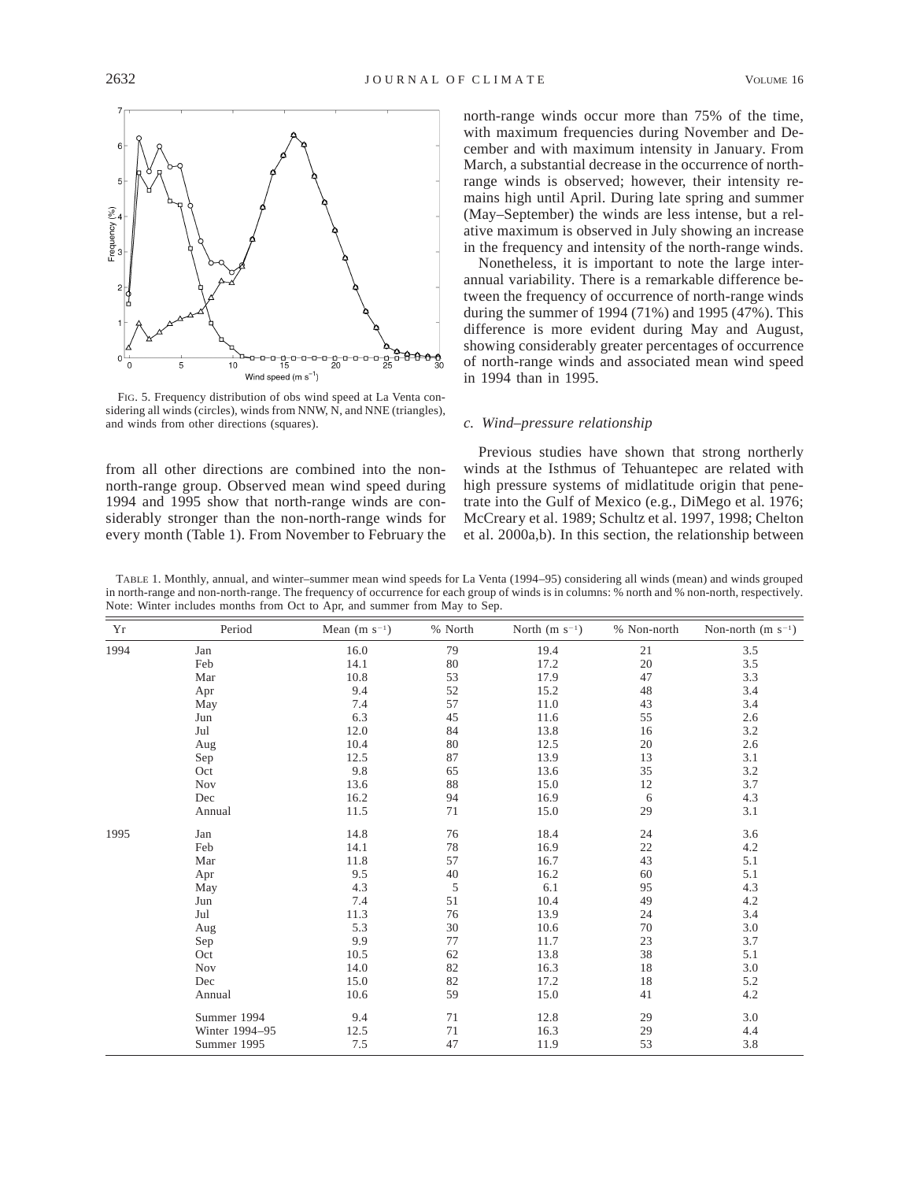FIG. 5. Frequency distribution of obs wind speed at La Venta considering all winds (circles), winds from NNW, N, and NNE (triangles), and winds from other directions (squares).

from all other directions are combined into the non-north-range group. Observed mean wind speed during 1994 and 1995 show that north-range winds are considerably stronger than the non-north-range winds for every month (Table 1). From November to February the north-range winds occur more than 75% of the time, with maximum frequencies during November and December and with maximum intensity in January. From March, a substantial decrease in the occurrence of north-range winds is observed; however, their intensity remains high until April. During late spring and summer (May–September) the winds are less intense, but a relative maximum is observed in July showing an increase in the frequency and intensity of the north-range winds.

Nonetheless, it is important to note the large interannual variability. There is a remarkable difference between the frequency of occurrence of north-range winds during the summer of 1994 (71%) and 1995 (47%). This difference is more evident during May and August, showing considerably greater percentages of occurrence of north-range winds and associated mean wind speed in 1994 than in 1995.

### *c. Wind–pressure relationship*

Previous studies have shown that strong northerly winds at the Isthmus of Tehuantepec are related with high pressure systems of midlatitude origin that penetrate into the Gulf of Mexico (e.g., DiMego et al. 1976; McCreary et al. 1989; Schultz et al. 1997, 1998; Chelton et al. 2000a,b). In this section, the relationship between

TABLE 1. Monthly, annual, and winter–summer mean wind speeds for La Venta (1994–95) considering all winds (mean) and winds grouped in north-range and non-north-range. The frequency of occurrence for each group of winds is in columns: % north and % non-north, respectively. Note: Winter includes months from Oct to Apr, and summer from May to Sep.

| Yr | Period | Mean (m s$^{-1}$) | % North | North (m s$^{-1}$) | % Non-north | Non-north (m s$^{-1}$) |
|---|---|---|---|---|---|---|
| 1994 | Jan | 16.0 | 79 | 19.4 | 21 | 3.5 |
| | Feb | 14.1 | 80 | 17.2 | 20 | 3.5 |
| | Mar | 10.8 | 53 | 17.9 | 47 | 3.3 |
| | Apr | 9.4 | 52 | 15.2 | 48 | 3.4 |
| | May | 7.4 | 57 | 11.0 | 43 | 3.4 |
| | Jun | 6.3 | 45 | 11.6 | 55 | 2.6 |
| | Jul | 12.0 | 84 | 13.8 | 16 | 3.2 |
| | Aug | 10.4 | 80 | 12.5 | 20 | 2.6 |
| | Sep | 12.5 | 87 | 13.9 | 13 | 3.1 |
| | Oct | 9.8 | 65 | 13.6 | 35 | 3.2 |
| | Nov | 13.6 | 88 | 15.0 | 12 | 3.7 |
| | Dec | 16.2 | 94 | 16.9 | 6 | 4.3 |
| | Annual | 11.5 | 71 | 15.0 | 29 | 3.1 |
| 1995 | Jan | 14.8 | 76 | 18.4 | 24 | 3.6 |
| | Feb | 14.1 | 78 | 16.9 | 22 | 4.2 |
| | Mar | 11.8 | 57 | 16.7 | 43 | 5.1 |
| | Apr | 9.5 | 40 | 16.2 | 60 | 5.1 |
| | May | 4.3 | 5 | 6.1 | 95 | 4.3 |
| | Jun | 7.4 | 51 | 10.4 | 49 | 4.2 |
| | Jul | 11.3 | 76 | 13.9 | 24 | 3.4 |
| | Aug | 5.3 | 30 | 10.6 | 70 | 3.0 |
| | Sep | 9.9 | 77 | 11.7 | 23 | 3.7 |
| | Oct | 10.5 | 62 | 13.8 | 38 | 5.1 |
| | Nov | 14.0 | 82 | 16.3 | 18 | 3.0 |
| | Dec | 15.0 | 82 | 17.2 | 18 | 5.2 |
| | Annual | 10.6 | 59 | 15.0 | 41 | 4.2 |
| | Summer 1994 | 9.4 | 71 | 12.8 | 29 | 3.0 |
| | Winter 1994–95 | 12.5 | 71 | 16.3 | 29 | 4.4 |
| | Summer 1995 | 7.5 | 47 | 11.9 | 53 | 3.8 |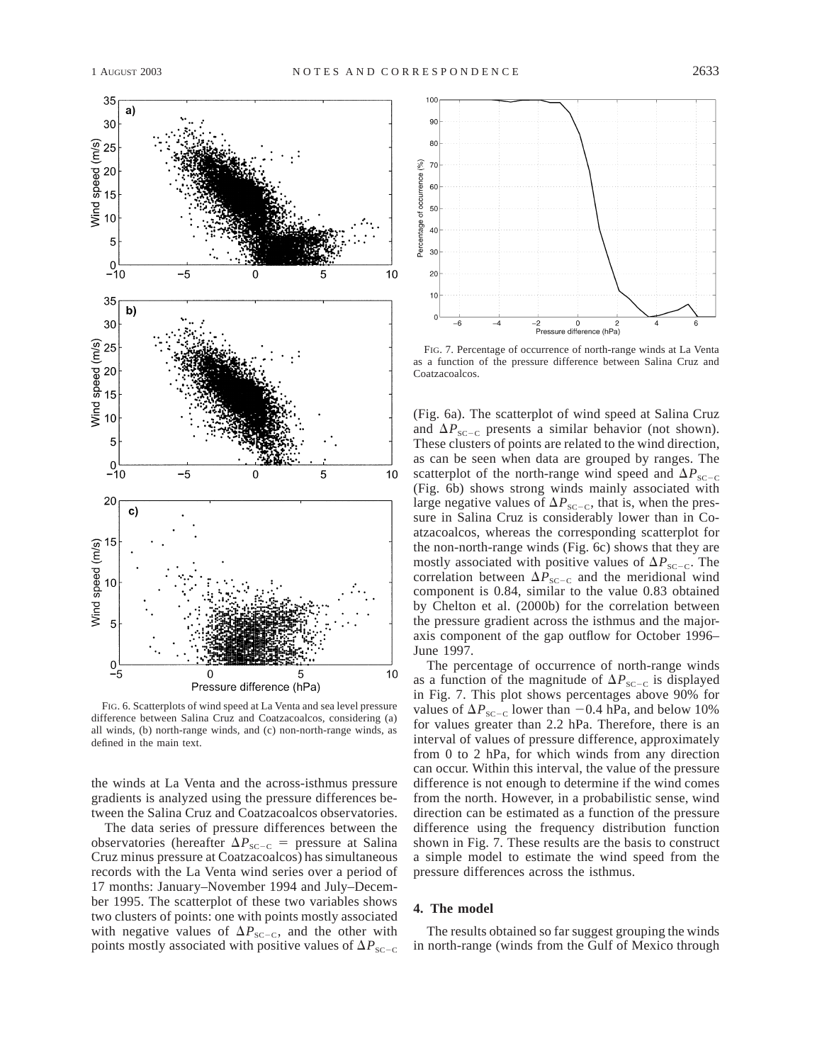FIG. 6. Scatterplots of wind speed at La Venta and sea level pressure difference between Salina Cruz and Coatzacoalcos, considering (a) all winds, (b) north-range winds, and (c) non-north-range winds, as defined in the main text.

the winds at La Venta and the across-isthmus pressure gradients is analyzed using the pressure differences between the Salina Cruz and Coatzacoalcos observatories.

The data series of pressure differences between the observatories (hereafter $\Delta P_{SC-C}$ = pressure at Salina Cruz minus pressure at Coatzacoalcos) has simultaneous records with the La Venta wind series over a period of 17 months: January–November 1994 and July–December 1995. The scatterplot of these two variables shows two clusters of points: one with points mostly associated with negative values of $\Delta P_{SC-C}$, and the other with points mostly associated with positive values of $\Delta P_{SC-C}$ (Fig. 6a). The scatterplot of wind speed at Salina Cruz and $\Delta P_{SC-C}$ presents a similar behavior (not shown). These clusters of points are related to the wind direction, as can be seen when data are grouped by ranges. The scatterplot of the north-range wind speed and $\Delta P_{SC-C}$ (Fig. 6b) shows strong winds mainly associated with large negative values of $\Delta P_{SC-C}$, that is, when the pressure in Salina Cruz is considerably lower than in Coatzacoalcos, whereas the corresponding scatterplot for the non-north-range winds (Fig. 6c) shows that they are mostly associated with positive values of $\Delta P_{SC-C}$. The correlation between $\Delta P_{SC-C}$ and the meridional wind component is 0.84, similar to the value 0.83 obtained by Chelton et al. (2000b) for the correlation between the pressure gradient across the isthmus and the major-axis component of the gap outflow for October 1996–June 1997.

FIG. 7. Percentage of occurrence of north-range winds at La Venta as a function of the pressure difference between Salina Cruz and Coatzacoalcos.

The percentage of occurrence of north-range winds as a function of the magnitude of $\Delta P_{SC-C}$ is displayed in Fig. 7. This plot shows percentages above 90% for values of $\Delta P_{SC-C}$ lower than −0.4 hPa, and below 10% for values greater than 2.2 hPa. Therefore, there is an interval of values of pressure difference, approximately from 0 to 2 hPa, for which winds from any direction can occur. Within this interval, the value of the pressure difference is not enough to determine if the wind comes from the north. However, in a probabilistic sense, wind direction can be estimated as a function of the pressure difference using the frequency distribution function shown in Fig. 7. These results are the basis to construct a simple model to estimate the wind speed from the pressure differences across the isthmus.

## 4. The model

The results obtained so far suggest grouping the winds in north-range (winds from the Gulf of Mexico through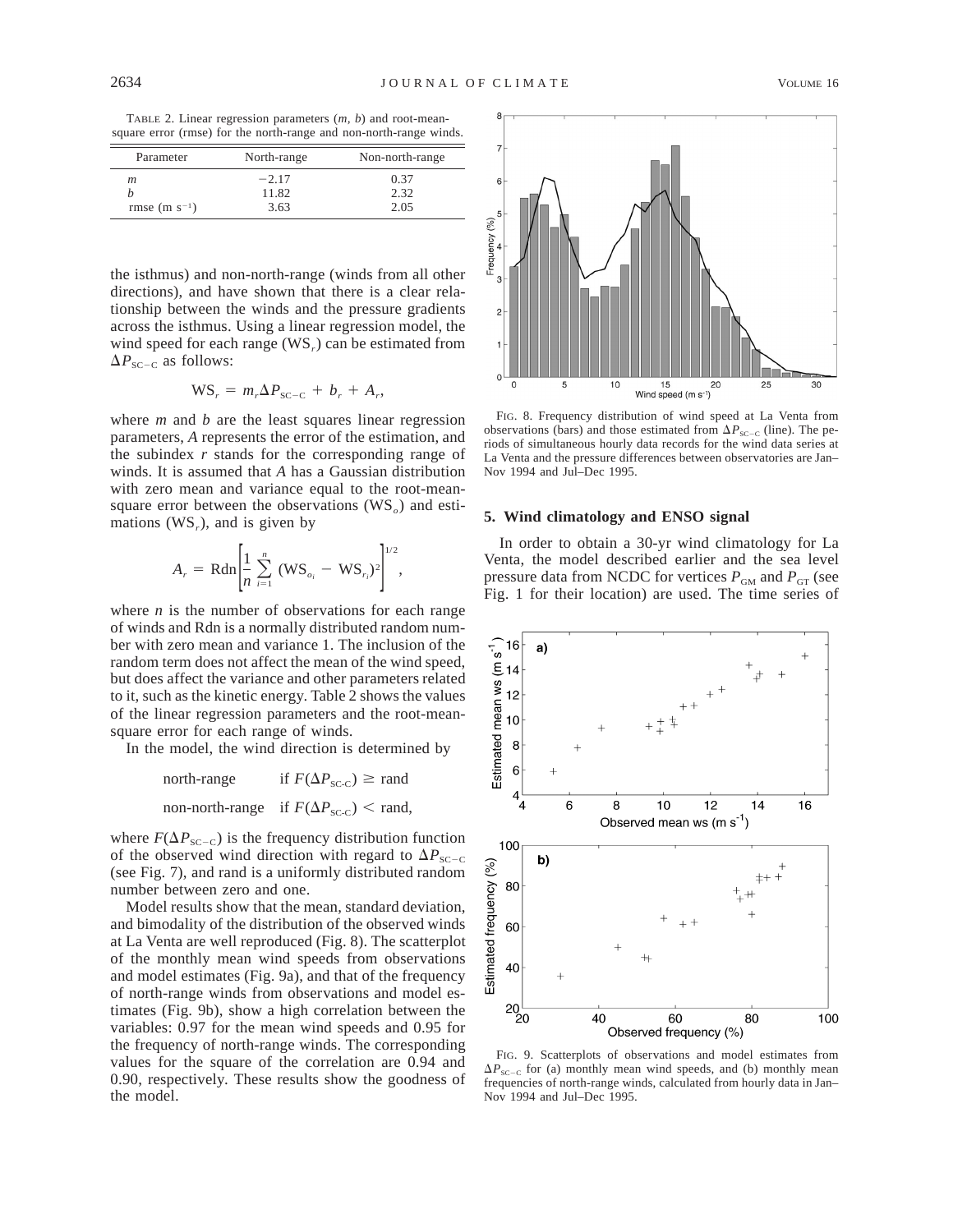TABLE 2. Linear regression parameters ($m$, $b$) and root-mean-square error (rmse) for the north-range and non-north-range winds.

| Parameter | North-range | Non-north-range |
|---|---|---|
| $m$ | −2.17 | 0.37 |
| $b$ | 11.82 | 2.32 |
| rmse (m s$^{-1}$) | 3.63 | 2.05 |

the isthmus) and non-north-range (winds from all other directions), and have shown that there is a clear relationship between the winds and the pressure gradients across the isthmus. Using a linear regression model, the wind speed for each range ($\mathrm{WS}_r$) can be estimated from $\Delta P_{\mathrm{SC-C}}$ as follows:

$$\mathrm{WS}_r = m_r \Delta P_{\mathrm{SC-C}} + b_r + A_r,$$

where $m$ and $b$ are the least squares linear regression parameters, $A$ represents the error of the estimation, and the subindex $r$ stands for the corresponding range of winds. It is assumed that $A$ has a Gaussian distribution with zero mean and variance equal to the root-mean-square error between the observations ($\mathrm{WS}_o$) and estimations ($\mathrm{WS}_r$), and is given by

$$A_r = \mathrm{Rdn}\left[\frac{1}{n}\sum_{i=1}^{n}(\mathrm{WS}_{o_i} - \mathrm{WS}_{r_i})^2\right]^{1/2},$$

where $n$ is the number of observations for each range of winds and Rdn is a normally distributed random number with zero mean and variance 1. The inclusion of the random term does not affect the mean of the wind speed, but does affect the variance and other parameters related to it, such as the kinetic energy. Table 2 shows the values of the linear regression parameters and the root-mean-square error for each range of winds.

In the model, the wind direction is determined by

$$\text{north-range} \quad \text{if } F(\Delta P_{\mathrm{SC\text{-}C}}) \geq \text{rand}$$
$$\text{non-north-range} \quad \text{if } F(\Delta P_{\mathrm{SC\text{-}C}}) < \text{rand},$$

where $F(\Delta P_{\mathrm{SC-C}})$ is the frequency distribution function of the observed wind direction with regard to $\Delta P_{\mathrm{SC-C}}$ (see Fig. 7), and rand is a uniformly distributed random number between zero and one.

Model results show that the mean, standard deviation, and bimodality of the distribution of the observed winds at La Venta are well reproduced (Fig. 8). The scatterplot of the monthly mean wind speeds from observations and model estimates (Fig. 9a), and that of the frequency of north-range winds from observations and model estimates (Fig. 9b), show a high correlation between the variables: 0.97 for the mean wind speeds and 0.95 for the frequency of north-range winds. The corresponding values for the square of the correlation are 0.94 and 0.90, respectively. These results show the goodness of the model.

FIG. 8. Frequency distribution of wind speed at La Venta from observations (bars) and those estimated from $\Delta P_{\mathrm{SC-C}}$ (line). The periods of simultaneous hourly data records for the wind data series at La Venta and the pressure differences between observatories are Jan–Nov 1994 and Jul–Dec 1995.

## 5. Wind climatology and ENSO signal

In order to obtain a 30-yr wind climatology for La Venta, the model described earlier and the sea level pressure data from NCDC for vertices $P_{\mathrm{GM}}$ and $P_{\mathrm{GT}}$ (see Fig. 1 for their location) are used. The time series of

FIG. 9. Scatterplots of observations and model estimates from $\Delta P_{\mathrm{SC-C}}$ for (a) monthly mean wind speeds, and (b) monthly mean frequencies of north-range winds, calculated from hourly data in Jan–Nov 1994 and Jul–Dec 1995.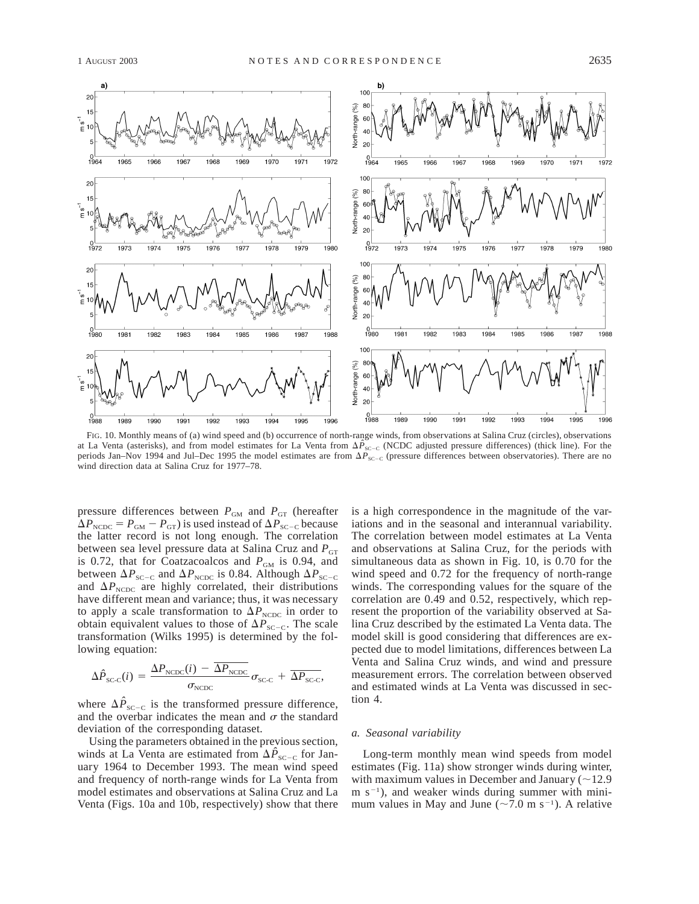FIG. 10. Monthly means of (a) wind speed and (b) occurrence of north-range winds, from observations at Salina Cruz (circles), observations at La Venta (asterisks), and from model estimates for La Venta from $\Delta\hat{P}_{SC-C}$ (NCDC adjusted pressure differences) (thick line). For the periods Jan–Nov 1994 and Jul–Dec 1995 the model estimates are from $\Delta P_{SC-C}$ (pressure differences between observatories). There are no wind direction data at Salina Cruz for 1977–78.

pressure differences between $P_{GM}$ and $P_{GT}$ (hereafter $\Delta P_{NCDC} = P_{GM} - P_{GT}$) is used instead of $\Delta P_{SC-C}$ because the latter record is not long enough. The correlation between sea level pressure data at Salina Cruz and $P_{GT}$ is 0.72, that for Coatzacoalcos and $P_{GM}$ is 0.94, and between $\Delta P_{SC-C}$ and $\Delta P_{NCDC}$ is 0.84. Although $\Delta P_{SC-C}$ and $\Delta P_{NCDC}$ are highly correlated, their distributions have different mean and variance; thus, it was necessary to apply a scale transformation to $\Delta P_{NCDC}$ in order to obtain equivalent values to those of $\Delta P_{SC-C}$. The scale transformation (Wilks 1995) is determined by the following equation:

$$\Delta\hat{P}_{SC\text{-}C}(i) = \frac{\Delta P_{NCDC}(i) - \overline{\Delta P_{NCDC}}}{\sigma_{NCDC}}\sigma_{SC\text{-}C} + \overline{\Delta P_{SC\text{-}C}},$$

where $\Delta\hat{P}_{SC-C}$ is the transformed pressure difference, and the overbar indicates the mean and $\sigma$ the standard deviation of the corresponding dataset.

Using the parameters obtained in the previous section, winds at La Venta are estimated from $\Delta\hat{P}_{SC-C}$ for January 1964 to December 1993. The mean wind speed and frequency of north-range winds for La Venta from model estimates and observations at Salina Cruz and La Venta (Figs. 10a and 10b, respectively) show that there is a high correspondence in the magnitude of the variations and in the seasonal and interannual variability. The correlation between model estimates at La Venta and observations at Salina Cruz, for the periods with simultaneous data as shown in Fig. 10, is 0.70 for the wind speed and 0.72 for the frequency of north-range winds. The corresponding values for the square of the correlation are 0.49 and 0.52, respectively, which represent the proportion of the variability observed at Salina Cruz described by the estimated La Venta data. The model skill is good considering that differences are expected due to model limitations, differences between La Venta and Salina Cruz winds, and wind and pressure measurement errors. The correlation between observed and estimated winds at La Venta was discussed in section 4.

### *a. Seasonal variability*

Long-term monthly mean wind speeds from model estimates (Fig. 11a) show stronger winds during winter, with maximum values in December and January (~12.9 m s$^{-1}$), and weaker winds during summer with minimum values in May and June (~7.0 m s$^{-1}$). A relative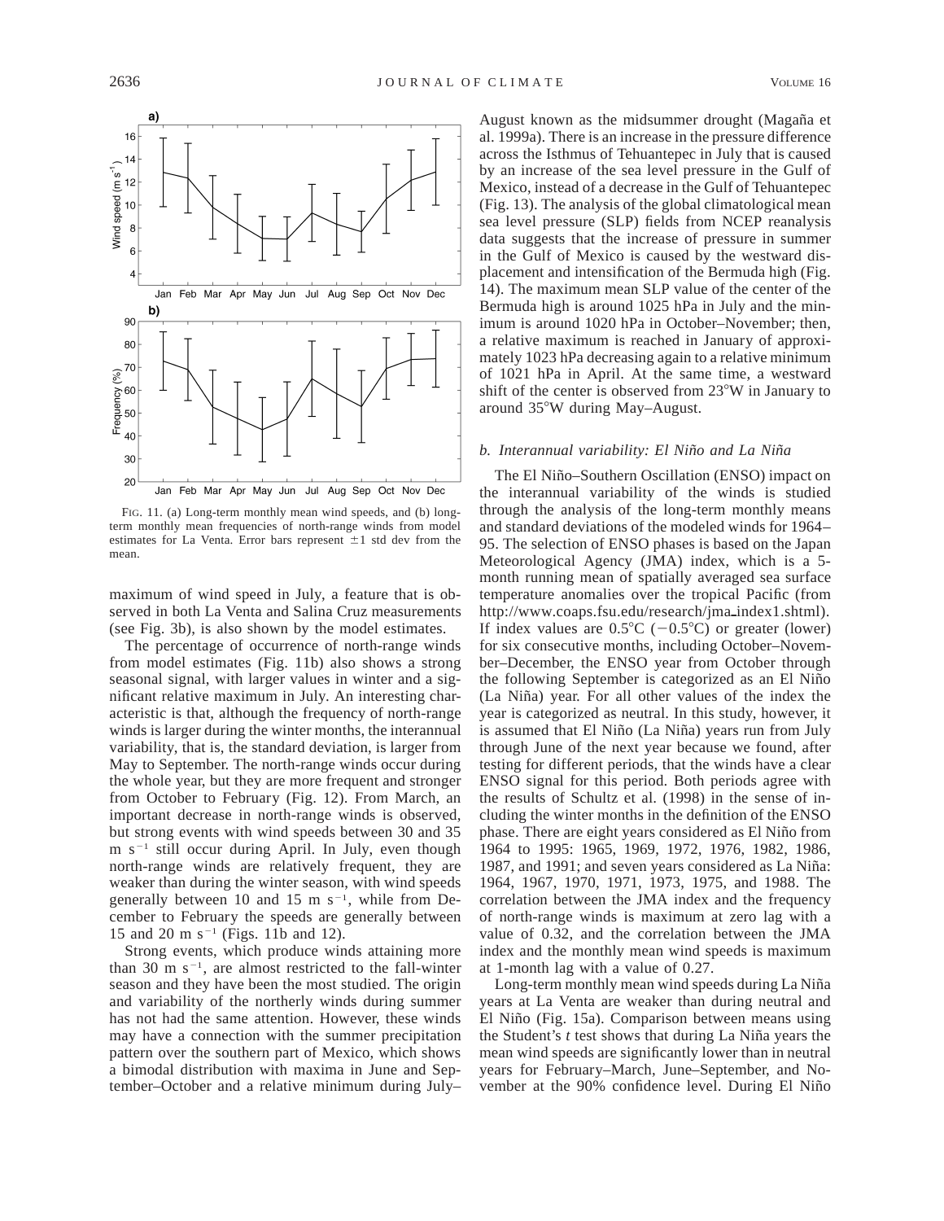FIG. 11. (a) Long-term monthly mean wind speeds, and (b) long-term monthly mean frequencies of north-range winds from model estimates for La Venta. Error bars represent ±1 std dev from the mean.

maximum of wind speed in July, a feature that is observed in both La Venta and Salina Cruz measurements (see Fig. 3b), is also shown by the model estimates.

The percentage of occurrence of north-range winds from model estimates (Fig. 11b) also shows a strong seasonal signal, with larger values in winter and a significant relative maximum in July. An interesting characteristic is that, although the frequency of north-range winds is larger during the winter months, the interannual variability, that is, the standard deviation, is larger from May to September. The north-range winds occur during the whole year, but they are more frequent and stronger from October to February (Fig. 12). From March, an important decrease in north-range winds is observed, but strong events with wind speeds between 30 and 35 m s$^{-1}$ still occur during April. In July, even though north-range winds are relatively frequent, they are weaker than during the winter season, with wind speeds generally between 10 and 15 m s$^{-1}$, while from December to February the speeds are generally between 15 and 20 m s$^{-1}$ (Figs. 11b and 12).

Strong events, which produce winds attaining more than 30 m s$^{-1}$, are almost restricted to the fall-winter season and they have been the most studied. The origin and variability of the northerly winds during summer has not had the same attention. However, these winds may have a connection with the summer precipitation pattern over the southern part of Mexico, which shows a bimodal distribution with maxima in June and September–October and a relative minimum during July–August known as the midsummer drought (Magaña et al. 1999a). There is an increase in the pressure difference across the Isthmus of Tehuantepec in July that is caused by an increase of the sea level pressure in the Gulf of Mexico, instead of a decrease in the Gulf of Tehuantepec (Fig. 13). The analysis of the global climatological mean sea level pressure (SLP) fields from NCEP reanalysis data suggests that the increase of pressure in summer in the Gulf of Mexico is caused by the westward displacement and intensification of the Bermuda high (Fig. 14). The maximum mean SLP value of the center of the Bermuda high is around 1025 hPa in July and the minimum is around 1020 hPa in October–November; then, a relative maximum is reached in January of approximately 1023 hPa decreasing again to a relative minimum of 1021 hPa in April. At the same time, a westward shift of the center is observed from 23°W in January to around 35°W during May–August.

### *b. Interannual variability: El Niño and La Niña*

The El Niño–Southern Oscillation (ENSO) impact on the interannual variability of the winds is studied through the analysis of the long-term monthly means and standard deviations of the modeled winds for 1964–95. The selection of ENSO phases is based on the Japan Meteorological Agency (JMA) index, which is a 5-month running mean of spatially averaged sea surface temperature anomalies over the tropical Pacific (from http://www.coaps.fsu.edu/research/jma_index1.shtml). If index values are 0.5°C (−0.5°C) or greater (lower) for six consecutive months, including October–November–December, the ENSO year from October through the following September is categorized as an El Niño (La Niña) year. For all other values of the index the year is categorized as neutral. In this study, however, it is assumed that El Niño (La Niña) years run from July through June of the next year because we found, after testing for different periods, that the winds have a clear ENSO signal for this period. Both periods agree with the results of Schultz et al. (1998) in the sense of including the winter months in the definition of the ENSO phase. There are eight years considered as El Niño from 1964 to 1995: 1965, 1969, 1972, 1976, 1982, 1986, 1987, and 1991; and seven years considered as La Niña: 1964, 1967, 1970, 1971, 1973, 1975, and 1988. The correlation between the JMA index and the frequency of north-range winds is maximum at zero lag with a value of 0.32, and the correlation between the JMA index and the monthly mean wind speeds is maximum at 1-month lag with a value of 0.27.

Long-term monthly mean wind speeds during La Niña years at La Venta are weaker than during neutral and El Niño (Fig. 15a). Comparison between means using the Student's *t* test shows that during La Niña years the mean wind speeds are significantly lower than in neutral years for February–March, June–September, and November at the 90% confidence level. During El Niño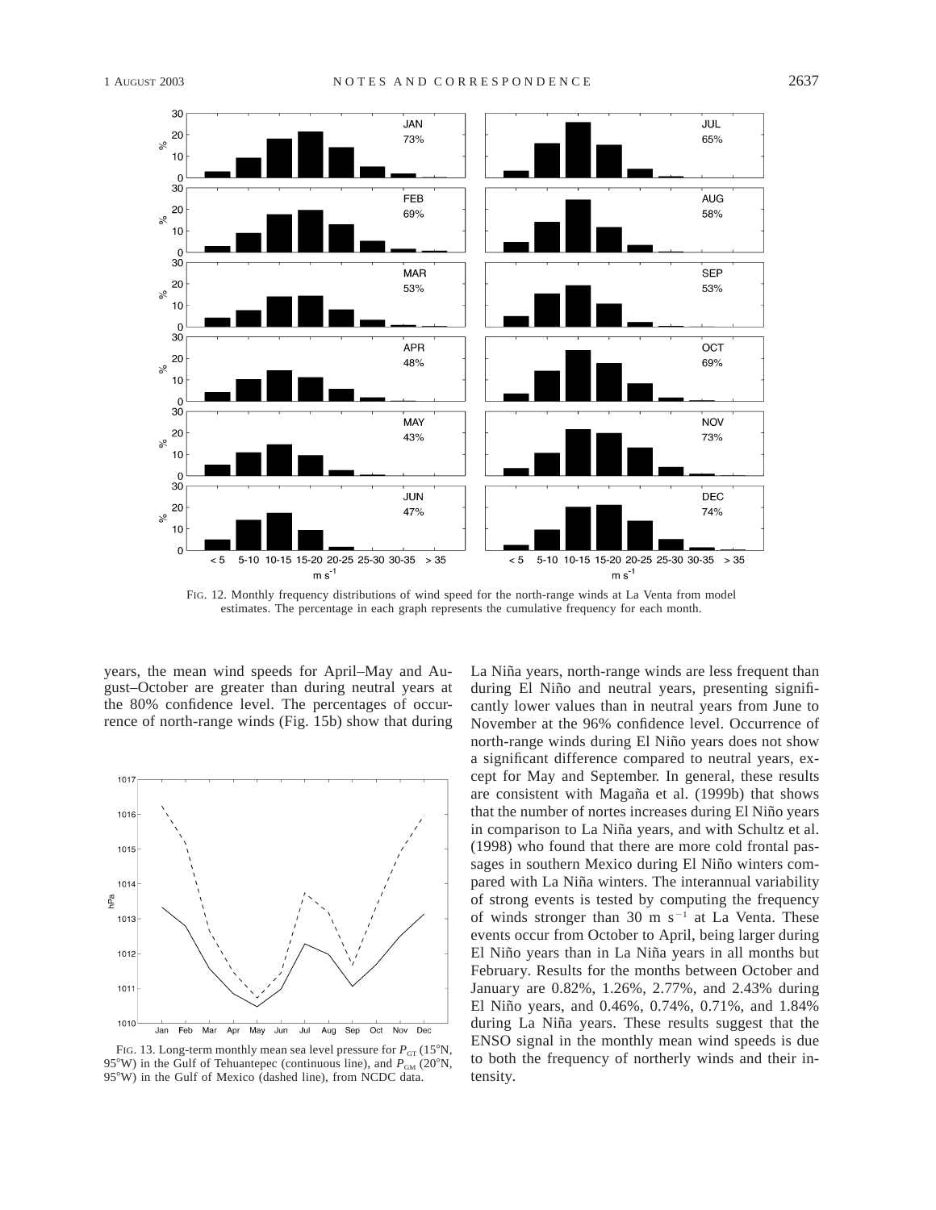FIG. 12. Monthly frequency distributions of wind speed for the north-range winds at La Venta from model estimates. The percentage in each graph represents the cumulative frequency for each month.

years, the mean wind speeds for April–May and August–October are greater than during neutral years at the 80% confidence level. The percentages of occurrence of north-range winds (Fig. 15b) show that during La Niña years, north-range winds are less frequent than during El Niño and neutral years, presenting significantly lower values than in neutral years from June to November at the 96% confidence level. Occurrence of north-range winds during El Niño years does not show a significant difference compared to neutral years, except for May and September. In general, these results are consistent with Magaña et al. (1999b) that shows that the number of nortes increases during El Niño years in comparison to La Niña years, and with Schultz et al. (1998) who found that there are more cold frontal passages in southern Mexico during El Niño winters compared with La Niña winters. The interannual variability of strong events is tested by computing the frequency of winds stronger than 30 m s$^{-1}$ at La Venta. These events occur from October to April, being larger during El Niño years than in La Niña years in all months but February. Results for the months between October and January are 0.82%, 1.26%, 2.77%, and 2.43% during El Niño years, and 0.46%, 0.74%, 0.71%, and 1.84% during La Niña years. These results suggest that the ENSO signal in the monthly mean wind speeds is due to both the frequency of northerly winds and their intensity.

FIG. 13. Long-term monthly mean sea level pressure for $P_{GT}$ (15°N, 95°W) in the Gulf of Tehuantepec (continuous line), and $P_{GM}$ (20°N, 95°W) in the Gulf of Mexico (dashed line), from NCDC data.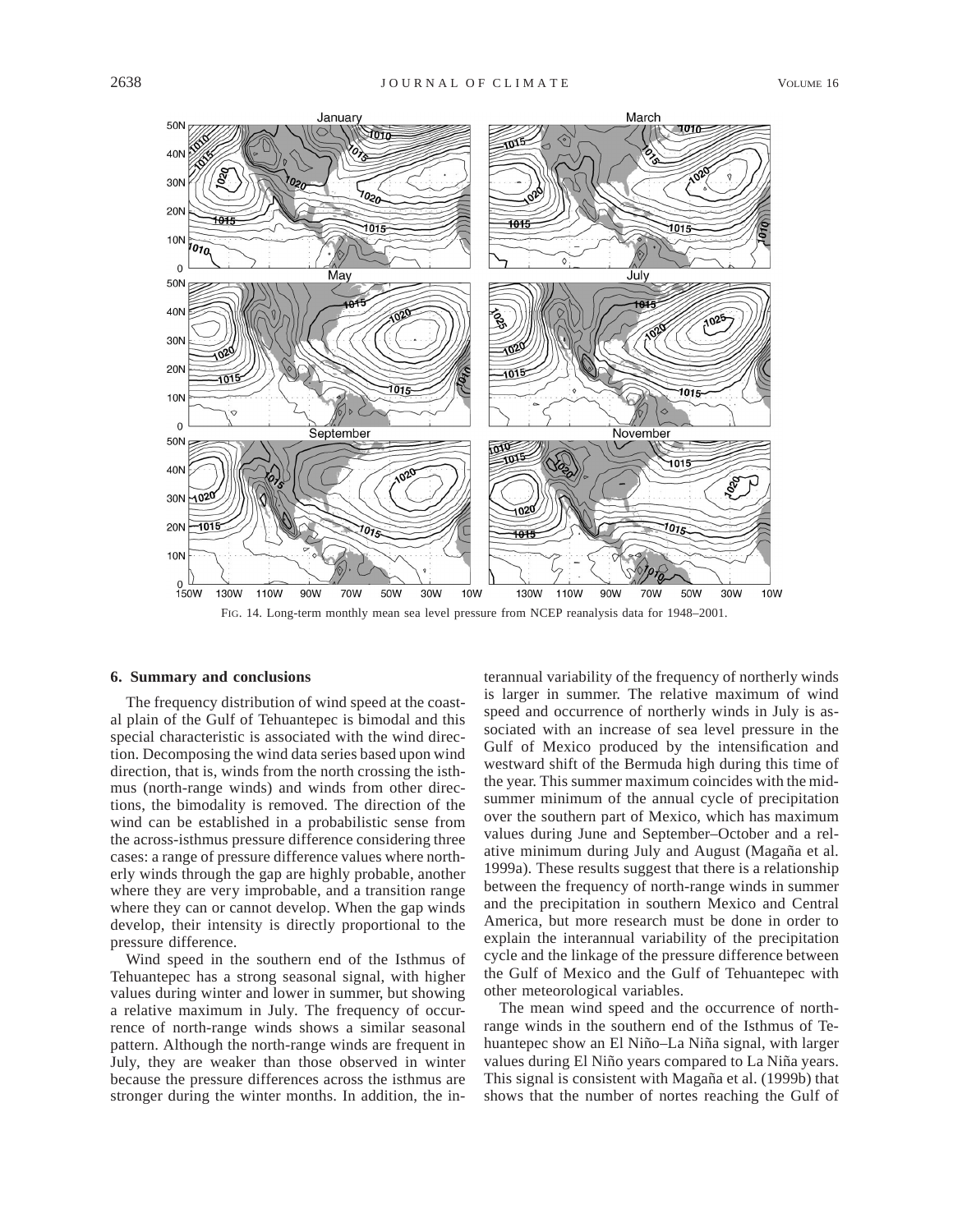FIG. 14. Long-term monthly mean sea level pressure from NCEP reanalysis data for 1948–2001.

## 6. Summary and conclusions

The frequency distribution of wind speed at the coastal plain of the Gulf of Tehuantepec is bimodal and this special characteristic is associated with the wind direction. Decomposing the wind data series based upon wind direction, that is, winds from the north crossing the isthmus (north-range winds) and winds from other directions, the bimodality is removed. The direction of the wind can be established in a probabilistic sense from the across-isthmus pressure difference considering three cases: a range of pressure difference values where northerly winds through the gap are highly probable, another where they are very improbable, and a transition range where they can or cannot develop. When the gap winds develop, their intensity is directly proportional to the pressure difference.

Wind speed in the southern end of the Isthmus of Tehuantepec has a strong seasonal signal, with higher values during winter and lower in summer, but showing a relative maximum in July. The frequency of occurrence of north-range winds shows a similar seasonal pattern. Although the north-range winds are frequent in July, they are weaker than those observed in winter because the pressure differences across the isthmus are stronger during the winter months. In addition, the interannual variability of the frequency of northerly winds is larger in summer. The relative maximum of wind speed and occurrence of northerly winds in July is associated with an increase of sea level pressure in the Gulf of Mexico produced by the intensification and westward shift of the Bermuda high during this time of the year. This summer maximum coincides with the midsummer minimum of the annual cycle of precipitation over the southern part of Mexico, which has maximum values during June and September–October and a relative minimum during July and August (Magaña et al. 1999a). These results suggest that there is a relationship between the frequency of north-range winds in summer and the precipitation in southern Mexico and Central America, but more research must be done in order to explain the interannual variability of the precipitation cycle and the linkage of the pressure difference between the Gulf of Mexico and the Gulf of Tehuantepec with other meteorological variables.

The mean wind speed and the occurrence of north-range winds in the southern end of the Isthmus of Tehuantepec show an El Niño–La Niña signal, with larger values during El Niño years compared to La Niña years. This signal is consistent with Magaña et al. (1999b) that shows that the number of nortes reaching the Gulf of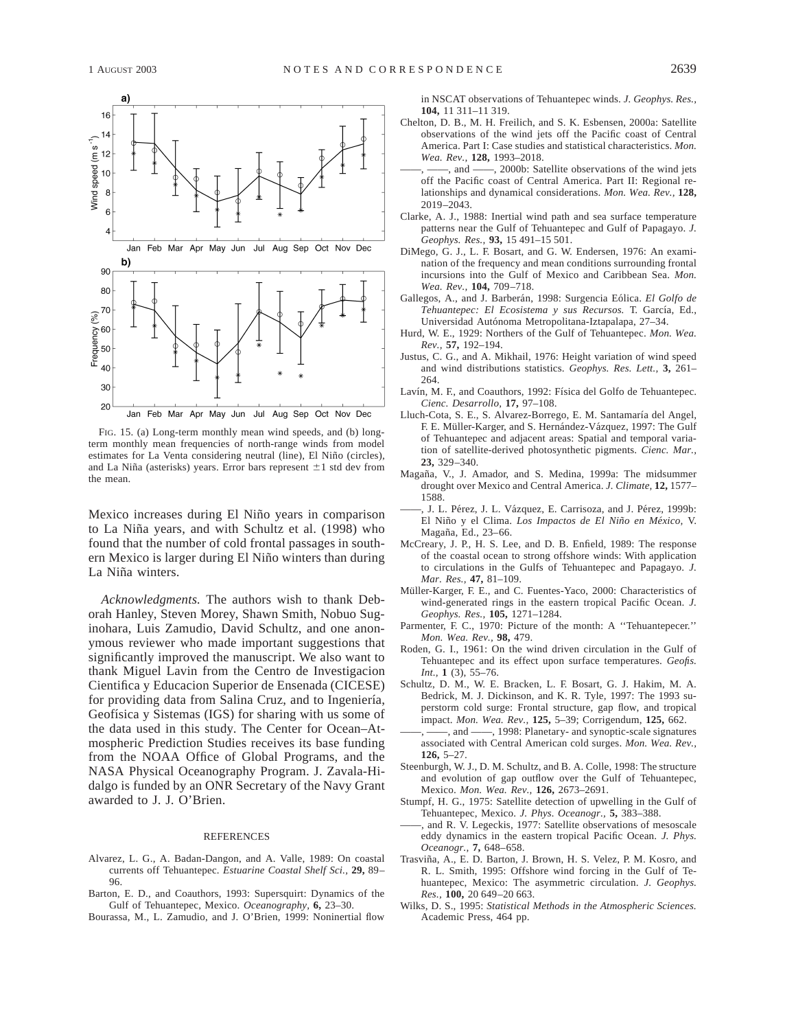a)

Wind speed (m s⁻¹)

16
14
12
10
8
6
4

Jan Feb Mar Apr May Jun Jul Aug Sep Oct Nov Dec

b)

Frequency (%)

90
80
70
60
50
40
30
20

Jan Feb Mar Apr May Jun Jul Aug Sep Oct Nov Dec

FIG. 15. (a) Long-term monthly mean wind speeds, and (b) long-term monthly mean frequencies of north-range winds from model estimates for La Venta considering neutral (line), El Niño (circles), and La Niña (asterisks) years. Error bars represent ±1 std dev from the mean.

Mexico increases during El Niño years in comparison to La Niña years, and with Schultz et al. (1998) who found that the number of cold frontal passages in southern Mexico is larger during El Niño winters than during La Niña winters.

*Acknowledgments.* The authors wish to thank Deborah Hanley, Steven Morey, Shawn Smith, Nobuo Suginohara, Luis Zamudio, David Schultz, and one anonymous reviewer who made important suggestions that significantly improved the manuscript. We also want to thank Miguel Lavin from the Centro de Investigacion Cientifica y Educacion Superior de Ensenada (CICESE) for providing data from Salina Cruz, and to Ingeniería, Geofísica y Sistemas (IGS) for sharing with us some of the data used in this study. The Center for Ocean–Atmospheric Prediction Studies receives its base funding from the NOAA Office of Global Programs, and the NASA Physical Oceanography Program. J. Zavala-Hidalgo is funded by an ONR Secretary of the Navy Grant awarded to J. J. O'Brien.

## REFERENCES

Alvarez, L. G., A. Badan-Dangon, and A. Valle, 1989: On coastal currents off Tehuantepec. *Estuarine Coastal Shelf Sci.,* **29,** 89–96.

Barton, E. D., and Coauthors, 1993: Supersquirt: Dynamics of the Gulf of Tehuantepec, Mexico. *Oceanography,* **6,** 23–30.

Bourassa, M., L. Zamudio, and J. O'Brien, 1999: Noninertial flow in NSCAT observations of Tehuantepec winds. *J. Geophys. Res.,* **104,** 11 311–11 319.

Chelton, D. B., M. H. Freilich, and S. K. Esbensen, 2000a: Satellite observations of the wind jets off the Pacific coast of Central America. Part I: Case studies and statistical characteristics. *Mon. Wea. Rev.,* **128,** 1993–2018.

——, ——, and ——, 2000b: Satellite observations of the wind jets off the Pacific coast of Central America. Part II: Regional relationships and dynamical considerations. *Mon. Wea. Rev.,* **128,** 2019–2043.

Clarke, A. J., 1988: Inertial wind path and sea surface temperature patterns near the Gulf of Tehuantepec and Gulf of Papagayo. *J. Geophys. Res.,* **93,** 15 491–15 501.

DiMego, G. J., L. F. Bosart, and G. W. Endersen, 1976: An examination of the frequency and mean conditions surrounding frontal incursions into the Gulf of Mexico and Caribbean Sea. *Mon. Wea. Rev.,* **104,** 709–718.

Gallegos, A., and J. Barberán, 1998: Surgencia Eólica. *El Golfo de Tehuantepec: El Ecosistema y sus Recursos.* T. García, Ed., Universidad Autónoma Metropolitana-Iztapalapa, 27–34.

Hurd, W. E., 1929: Northers of the Gulf of Tehuantepec. *Mon. Wea. Rev.,* **57,** 192–194.

Justus, C. G., and A. Mikhail, 1976: Height variation of wind speed and wind distributions statistics. *Geophys. Res. Lett.,* **3,** 261–264.

Lavín, M. F., and Coauthors, 1992: Física del Golfo de Tehuantepec. *Cienc. Desarrollo,* **17,** 97–108.

Lluch-Cota, S. E., S. Alvarez-Borrego, E. M. Santamaría del Angel, F. E. Müller-Karger, and S. Hernández-Vázquez, 1997: The Gulf of Tehuantepec and adjacent areas: Spatial and temporal variation of satellite-derived photosynthetic pigments. *Cienc. Mar.,* **23,** 329–340.

Magaña, V., J. Amador, and S. Medina, 1999a: The midsummer drought over Mexico and Central America. *J. Climate,* **12,** 1577–1588.

——, J. L. Pérez, J. L. Vázquez, E. Carrisoza, and J. Pérez, 1999b: El Niño y el Clima. *Los Impactos de El Niño en México,* V. Magaña, Ed., 23–66.

McCreary, J. P., H. S. Lee, and D. B. Enfield, 1989: The response of the coastal ocean to strong offshore winds: With application to circulations in the Gulfs of Tehuantepec and Papagayo. *J. Mar. Res.,* **47,** 81–109.

Müller-Karger, F. E., and C. Fuentes-Yaco, 2000: Characteristics of wind-generated rings in the eastern tropical Pacific Ocean. *J. Geophys. Res.,* **105,** 1271–1284.

Parmenter, F. C., 1970: Picture of the month: A ''Tehuantepecer.'' *Mon. Wea. Rev.,* **98,** 479.

Roden, G. I., 1961: On the wind driven circulation in the Gulf of Tehuantepec and its effect upon surface temperatures. *Geofis. Int.,* **1** (3), 55–76.

Schultz, D. M., W. E. Bracken, L. F. Bosart, G. J. Hakim, M. A. Bedrick, M. J. Dickinson, and K. R. Tyle, 1997: The 1993 superstorm cold surge: Frontal structure, gap flow, and tropical impact. *Mon. Wea. Rev.,* **125,** 5–39; Corrigendum, **125,** 662.

——, ——, and ——, 1998: Planetary- and synoptic-scale signatures associated with Central American cold surges. *Mon. Wea. Rev.,* **126,** 5–27.

Steenburgh, W. J., D. M. Schultz, and B. A. Colle, 1998: The structure and evolution of gap outflow over the Gulf of Tehuantepec, Mexico. *Mon. Wea. Rev.,* **126,** 2673–2691.

Stumpf, H. G., 1975: Satellite detection of upwelling in the Gulf of Tehuantepec, Mexico. *J. Phys. Oceanogr.,* **5,** 383–388.

——, and R. V. Legeckis, 1977: Satellite observations of mesoscale eddy dynamics in the eastern tropical Pacific Ocean. *J. Phys. Oceanogr.,* **7,** 648–658.

Trasviña, A., E. D. Barton, J. Brown, H. S. Velez, P. M. Kosro, and R. L. Smith, 1995: Offshore wind forcing in the Gulf of Tehuantepec, Mexico: The asymmetric circulation. *J. Geophys. Res.,* **100,** 20 649–20 663.

Wilks, D. S., 1995: *Statistical Methods in the Atmospheric Sciences.* Academic Press, 464 pp.